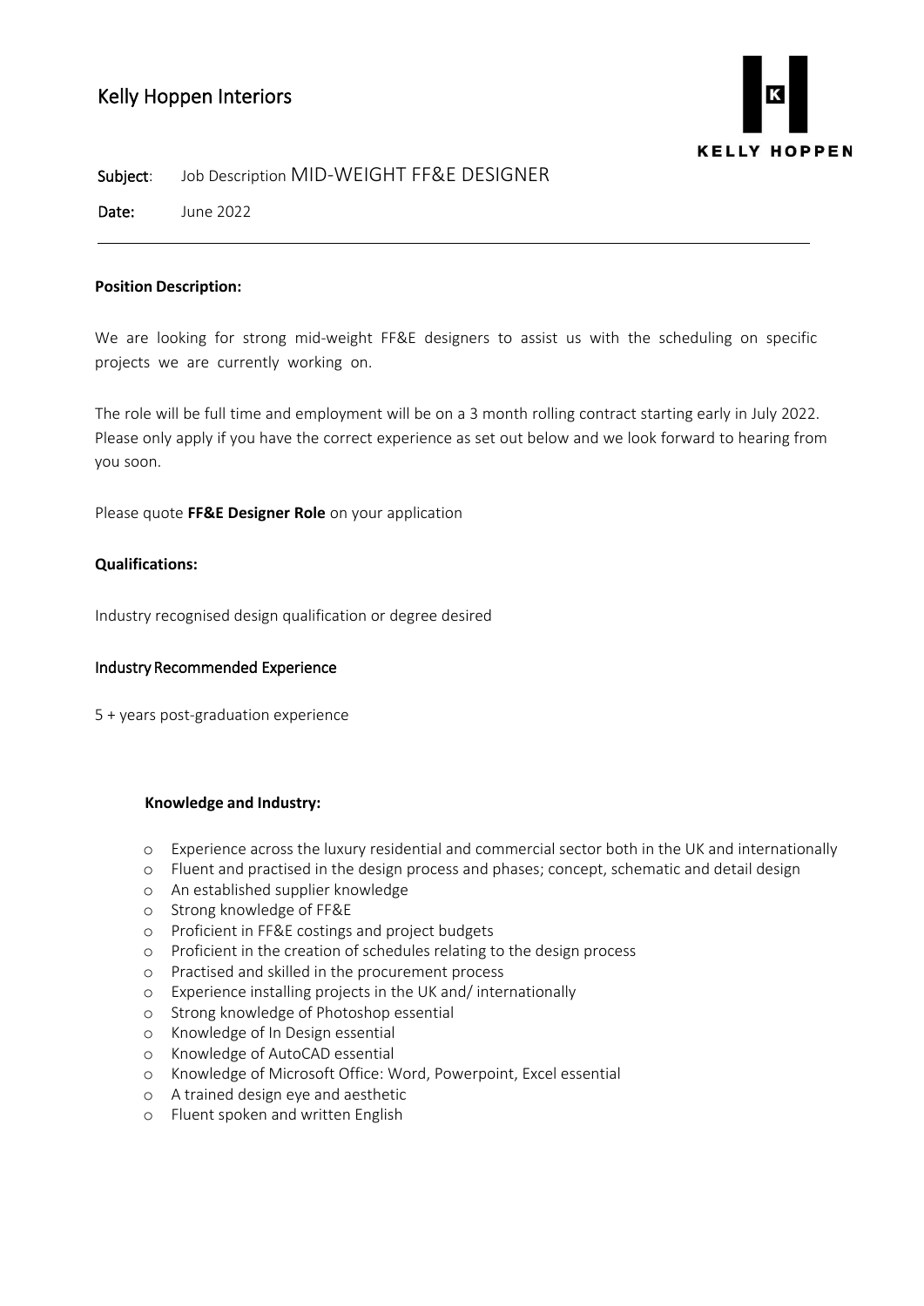# Kelly Hoppen Interiors

KELLY HOPPEN

**Subject**: Job Description MID-WEIGHT FF&E DESIGNER

**Date:** June 2022

---

**Position Description:**

We are looking for strong mid-weight FF&E designers to assist us with the scheduling on specific projects we are currently working on.

The role will be full time and employment will be on a 3 month rolling contract starting early in July 2022. Please only apply if you have the correct experience as set out below and we look forward to hearing from you soon.

Please quote **FF&E Designer Role** on your application

**Qualifications:**

Industry recognised design qualification or degree desired

Industry Recommended Experience

5 + years post-graduation experience

**Knowledge and Industry:**

- Experience across the luxury residential and commercial sector both in the UK and internationally
- Fluent and practised in the design process and phases; concept, schematic and detail design
- An established supplier knowledge
- Strong knowledge of FF&E
- Proficient in FF&E costings and project budgets
- Proficient in the creation of schedules relating to the design process
- Practised and skilled in the procurement process
- Experience installing projects in the UK and/ internationally
- Strong knowledge of Photoshop essential
- Knowledge of In Design essential
- Knowledge of AutoCAD essential
- Knowledge of Microsoft Office: Word, Powerpoint, Excel essential
- A trained design eye and aesthetic
- Fluent spoken and written English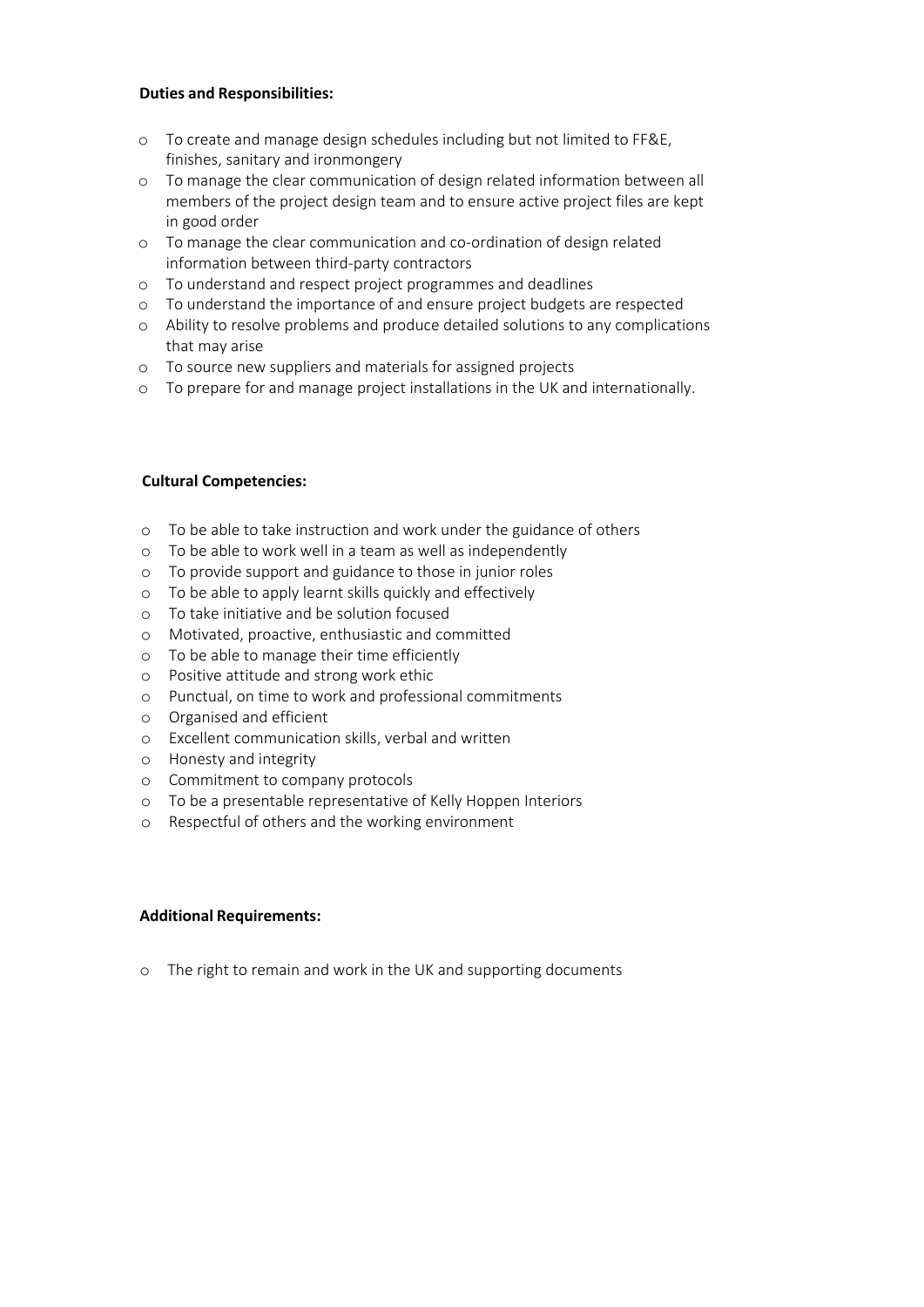**Duties and Responsibilities:**

- To create and manage design schedules including but not limited to FF&E, finishes, sanitary and ironmongery
- To manage the clear communication of design related information between all members of the project design team and to ensure active project files are kept in good order
- To manage the clear communication and co-ordination of design related information between third-party contractors
- To understand and respect project programmes and deadlines
- To understand the importance of and ensure project budgets are respected
- Ability to resolve problems and produce detailed solutions to any complications that may arise
- To source new suppliers and materials for assigned projects
- To prepare for and manage project installations in the UK and internationally.

**Cultural Competencies:**

- To be able to take instruction and work under the guidance of others
- To be able to work well in a team as well as independently
- To provide support and guidance to those in junior roles
- To be able to apply learnt skills quickly and effectively
- To take initiative and be solution focused
- Motivated, proactive, enthusiastic and committed
- To be able to manage their time efficiently
- Positive attitude and strong work ethic
- Punctual, on time to work and professional commitments
- Organised and efficient
- Excellent communication skills, verbal and written
- Honesty and integrity
- Commitment to company protocols
- To be a presentable representative of Kelly Hoppen Interiors
- Respectful of others and the working environment

**Additional Requirements:**

- The right to remain and work in the UK and supporting documents